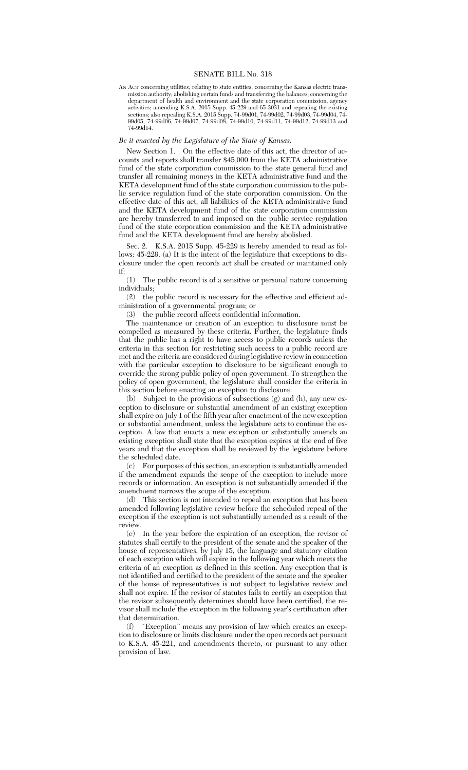# SENATE BILL No. 318

AN ACT concerning utilities; relating to state entities; concerning the Kansas electric transmission authority; abolishing certain funds and transferring the balances; concerning the department of health and environment and the state corporation commission, agency activities; amending K.S.A. 2015 Supp. 45-229 and 65-3031 and repealing the existing sections; also repealing K.S.A. 2015 Supp. 74-99d01, 74-99d02, 74-99d03, 74-99d04, 74-99d05, 74-99d06, 74-99d07, 74-99d08, 74-99d10, 74-99d11, 74-99d12, 74-99d13 and 74-99d14.

*Be it enacted by the Legislature of the State of Kansas:*

New Section 1. On the effective date of this act, the director of accounts and reports shall transfer $45,000 from the KETA administrative fund of the state corporation commission to the state general fund and transfer all remaining moneys in the KETA administrative fund and the KETA development fund of the state corporation commission to the public service regulation fund of the state corporation commission. On the effective date of this act, all liabilities of the KETA administrative fund and the KETA development fund of the state corporation commission are hereby transferred to and imposed on the public service regulation fund of the state corporation commission and the KETA administrative fund and the KETA development fund are hereby abolished.

Sec. 2. K.S.A. 2015 Supp. 45-229 is hereby amended to read as follows: 45-229. (a) It is the intent of the legislature that exceptions to disclosure under the open records act shall be created or maintained only if:

(1) The public record is of a sensitive or personal nature concerning individuals;

(2) the public record is necessary for the effective and efficient administration of a governmental program; or

(3) the public record affects confidential information.

The maintenance or creation of an exception to disclosure must be compelled as measured by these criteria. Further, the legislature finds that the public has a right to have access to public records unless the criteria in this section for restricting such access to a public record are met and the criteria are considered during legislative review in connection with the particular exception to disclosure to be significant enough to override the strong public policy of open government. To strengthen the policy of open government, the legislature shall consider the criteria in this section before enacting an exception to disclosure.

(b) Subject to the provisions of subsections (g) and (h), any new exception to disclosure or substantial amendment of an existing exception shall expire on July 1 of the fifth year after enactment of the new exception or substantial amendment, unless the legislature acts to continue the exception. A law that enacts a new exception or substantially amends an existing exception shall state that the exception expires at the end of five years and that the exception shall be reviewed by the legislature before the scheduled date.

(c) For purposes of this section, an exception is substantially amended if the amendment expands the scope of the exception to include more records or information. An exception is not substantially amended if the amendment narrows the scope of the exception.

(d) This section is not intended to repeal an exception that has been amended following legislative review before the scheduled repeal of the exception if the exception is not substantially amended as a result of the review.

(e) In the year before the expiration of an exception, the revisor of statutes shall certify to the president of the senate and the speaker of the house of representatives, by July 15, the language and statutory citation of each exception which will expire in the following year which meets the criteria of an exception as defined in this section. Any exception that is not identified and certified to the president of the senate and the speaker of the house of representatives is not subject to legislative review and shall not expire. If the revisor of statutes fails to certify an exception that the revisor subsequently determines should have been certified, the revisor shall include the exception in the following year's certification after that determination.

(f) ''Exception'' means any provision of law which creates an exception to disclosure or limits disclosure under the open records act pursuant to K.S.A. 45-221, and amendments thereto, or pursuant to any other provision of law.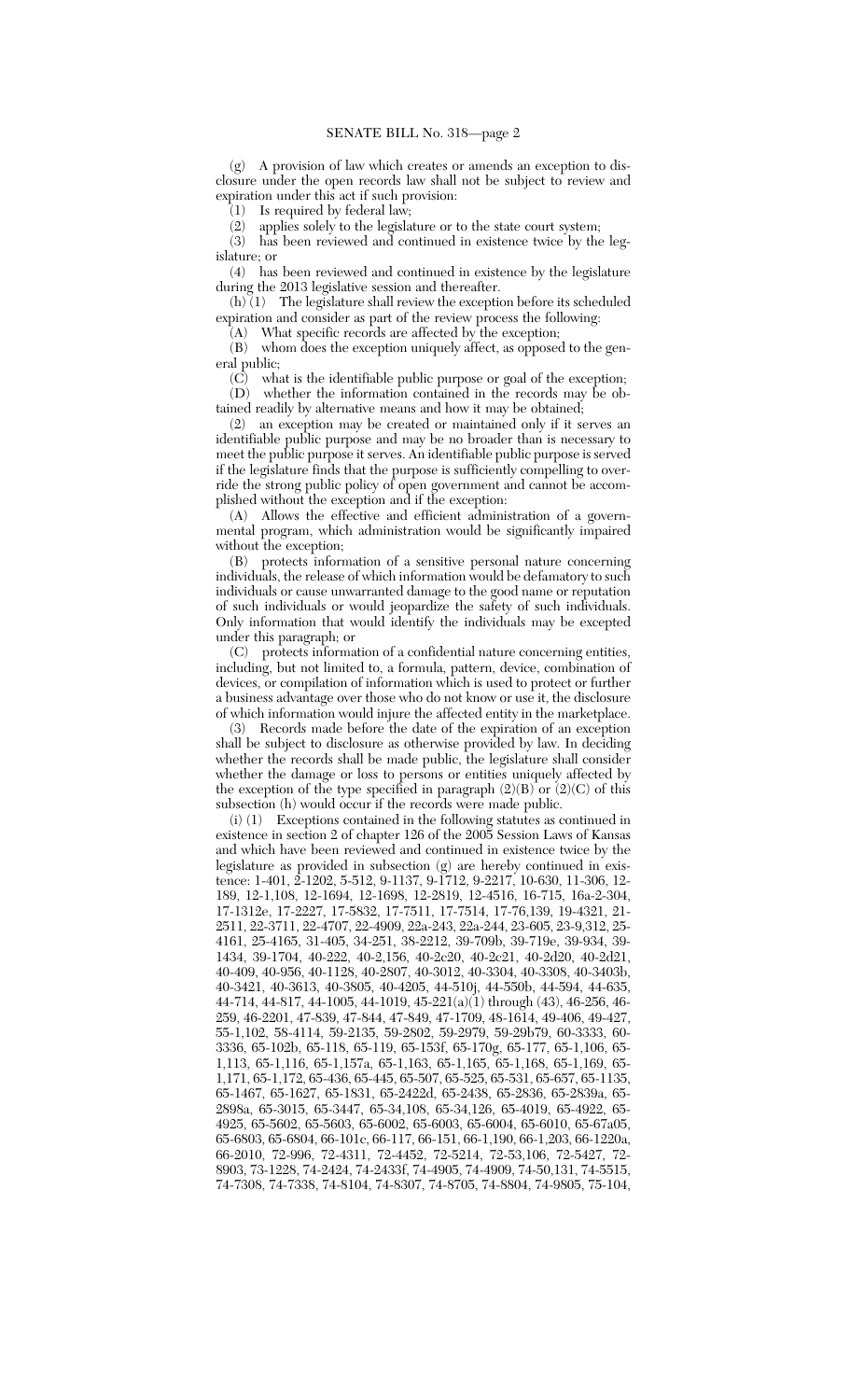(g) A provision of law which creates or amends an exception to disclosure under the open records law shall not be subject to review and expiration under this act if such provision:

(1) Is required by federal law;

(2) applies solely to the legislature or to the state court system;

(3) has been reviewed and continued in existence twice by the legislature; or

(4) has been reviewed and continued in existence by the legislature during the 2013 legislative session and thereafter.

(h) (1) The legislature shall review the exception before its scheduled expiration and consider as part of the review process the following:

(A) What specific records are affected by the exception;

(B) whom does the exception uniquely affect, as opposed to the general public;

(C) what is the identifiable public purpose or goal of the exception;

(D) whether the information contained in the records may be obtained readily by alternative means and how it may be obtained;

(2) an exception may be created or maintained only if it serves an identifiable public purpose and may be no broader than is necessary to meet the public purpose it serves. An identifiable public purpose is served if the legislature finds that the purpose is sufficiently compelling to override the strong public policy of open government and cannot be accomplished without the exception and if the exception:

(A) Allows the effective and efficient administration of a governmental program, which administration would be significantly impaired without the exception;

(B) protects information of a sensitive personal nature concerning individuals, the release of which information would be defamatory to such individuals or cause unwarranted damage to the good name or reputation of such individuals or would jeopardize the safety of such individuals. Only information that would identify the individuals may be excepted under this paragraph; or

(C) protects information of a confidential nature concerning entities, including, but not limited to, a formula, pattern, device, combination of devices, or compilation of information which is used to protect or further a business advantage over those who do not know or use it, the disclosure of which information would injure the affected entity in the marketplace.

(3) Records made before the date of the expiration of an exception shall be subject to disclosure as otherwise provided by law. In deciding whether the records shall be made public, the legislature shall consider whether the damage or loss to persons or entities uniquely affected by the exception of the type specified in paragraph (2)(B) or (2)(C) of this subsection (h) would occur if the records were made public.

(i) (1) Exceptions contained in the following statutes as continued in existence in section 2 of chapter 126 of the 2005 Session Laws of Kansas and which have been reviewed and continued in existence twice by the legislature as provided in subsection (g) are hereby continued in existence: 1-401, 2-1202, 5-512, 9-1137, 9-1712, 9-2217, 10-630, 11-306, 12-189, 12-1,108, 12-1694, 12-1698, 12-2819, 12-4516, 16-715, 16a-2-304, 17-1312e, 17-2227, 17-5832, 17-7511, 17-7514, 17-76,139, 19-4321, 21-2511, 22-3711, 22-4707, 22-4909, 22a-243, 22a-244, 23-605, 23-9,312, 25-4161, 25-4165, 31-405, 34-251, 38-2212, 39-709b, 39-719e, 39-934, 39-1434, 39-1704, 40-222, 40-2,156, 40-2c20, 40-2c21, 40-2d20, 40-2d21, 40-409, 40-956, 40-1128, 40-2807, 40-3012, 40-3304, 40-3308, 40-3403b, 40-3421, 40-3613, 40-3805, 40-4205, 44-510j, 44-550b, 44-594, 44-635, 44-714, 44-817, 44-1005, 44-1019, 45-221(a)(1) through (43), 46-256, 46-259, 46-2201, 47-839, 47-844, 47-849, 47-1709, 48-1614, 49-406, 49-427, 55-1,102, 58-4114, 59-2135, 59-2802, 59-2979, 59-29b79, 60-3333, 60-3336, 65-102b, 65-118, 65-119, 65-153f, 65-170g, 65-177, 65-1,106, 65-1,113, 65-1,116, 65-1,157a, 65-1,163, 65-1,165, 65-1,168, 65-1,169, 65-1,171, 65-1,172, 65-436, 65-445, 65-507, 65-525, 65-531, 65-657, 65-1135, 65-1467, 65-1627, 65-1831, 65-2422d, 65-2438, 65-2836, 65-2839a, 65-2898a, 65-3015, 65-3447, 65-34,108, 65-34,126, 65-4019, 65-4922, 65-4925, 65-5602, 65-5603, 65-6002, 65-6003, 65-6004, 65-6010, 65-67a05, 65-6803, 65-6804, 66-101c, 66-117, 66-151, 66-1,190, 66-1,203, 66-1220a, 66-2010, 72-996, 72-4311, 72-4452, 72-5214, 72-53,106, 72-5427, 72-8903, 73-1228, 74-2424, 74-2433f, 74-4905, 74-4909, 74-50,131, 74-5515, 74-7308, 74-7338, 74-8104, 74-8307, 74-8705, 74-8804, 74-9805, 75-104,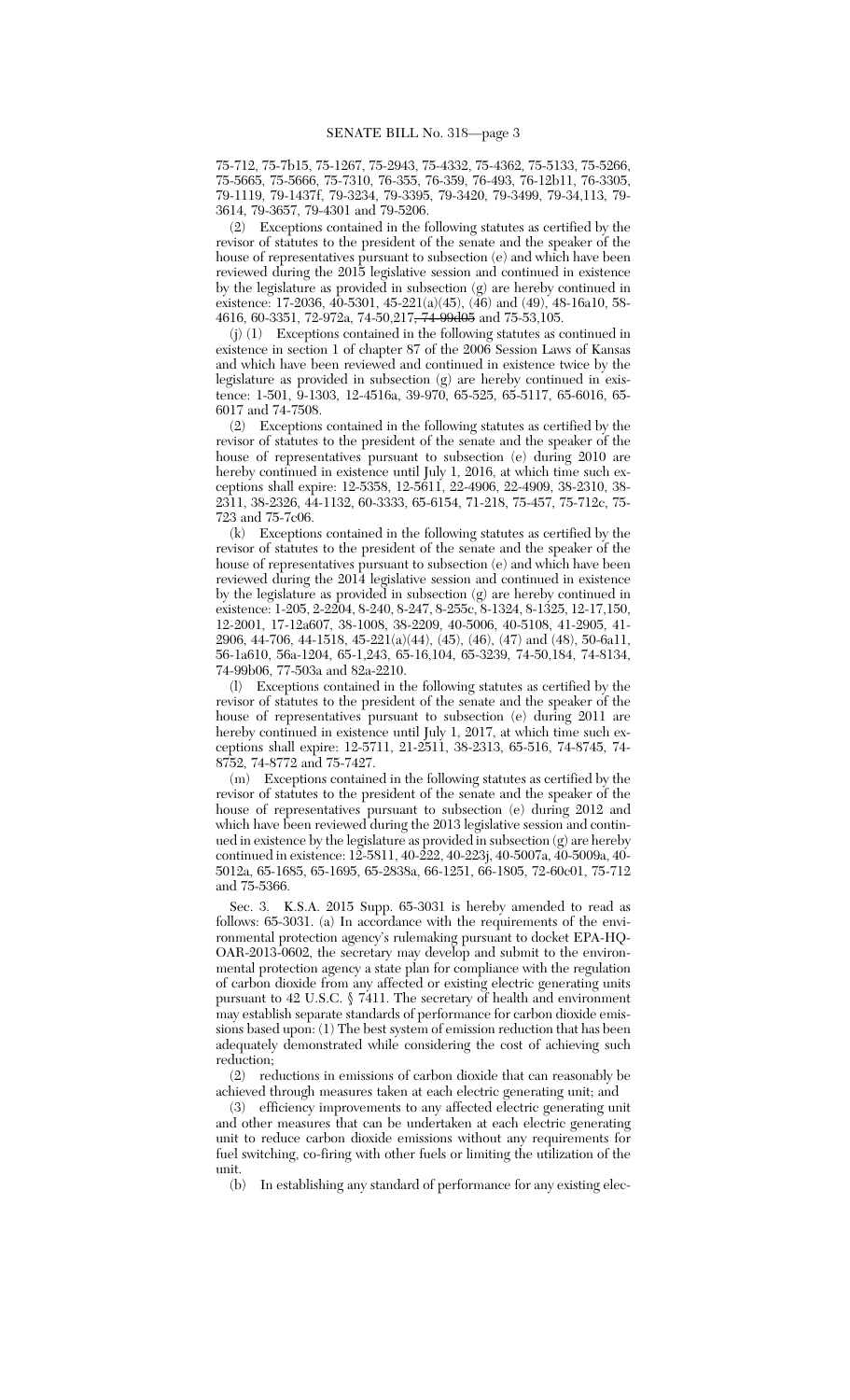75-712, 75-7b15, 75-1267, 75-2943, 75-4332, 75-4362, 75-5133, 75-5266, 75-5665, 75-5666, 75-7310, 76-355, 76-359, 76-493, 76-12b11, 76-3305, 79-1119, 79-1437f, 79-3234, 79-3395, 79-3420, 79-3499, 79-34,113, 79-3614, 79-3657, 79-4301 and 79-5206.

(2) Exceptions contained in the following statutes as certified by the revisor of statutes to the president of the senate and the speaker of the house of representatives pursuant to subsection (e) and which have been reviewed during the 2015 legislative session and continued in existence by the legislature as provided in subsection (g) are hereby continued in existence: 17-2036, 40-5301, 45-221(a)(45), (46) and (49), 48-16a10, 58-4616, 60-3351, 72-972a, 74-50,217~~, 74-99d05~~ and 75-53,105.

(j) (1) Exceptions contained in the following statutes as continued in existence in section 1 of chapter 87 of the 2006 Session Laws of Kansas and which have been reviewed and continued in existence twice by the legislature as provided in subsection (g) are hereby continued in existence: 1-501, 9-1303, 12-4516a, 39-970, 65-525, 65-5117, 65-6016, 65-6017 and 74-7508.

(2) Exceptions contained in the following statutes as certified by the revisor of statutes to the president of the senate and the speaker of the house of representatives pursuant to subsection (e) during 2010 are hereby continued in existence until July 1, 2016, at which time such exceptions shall expire: 12-5358, 12-5611, 22-4906, 22-4909, 38-2310, 38-2311, 38-2326, 44-1132, 60-3333, 65-6154, 71-218, 75-457, 75-712c, 75-723 and 75-7c06.

(k) Exceptions contained in the following statutes as certified by the revisor of statutes to the president of the senate and the speaker of the house of representatives pursuant to subsection (e) and which have been reviewed during the 2014 legislative session and continued in existence by the legislature as provided in subsection (g) are hereby continued in existence: 1-205, 2-2204, 8-240, 8-247, 8-255c, 8-1324, 8-1325, 12-17,150, 12-2001, 17-12a607, 38-1008, 38-2209, 40-5006, 40-5108, 41-2905, 41-2906, 44-706, 44-1518, 45-221(a)(44), (45), (46), (47) and (48), 50-6a11, 56-1a610, 56a-1204, 65-1,243, 65-16,104, 65-3239, 74-50,184, 74-8134, 74-99b06, 77-503a and 82a-2210.

(l) Exceptions contained in the following statutes as certified by the revisor of statutes to the president of the senate and the speaker of the house of representatives pursuant to subsection (e) during 2011 are hereby continued in existence until July 1, 2017, at which time such exceptions shall expire: 12-5711, 21-2511, 38-2313, 65-516, 74-8745, 74-8752, 74-8772 and 75-7427.

(m) Exceptions contained in the following statutes as certified by the revisor of statutes to the president of the senate and the speaker of the house of representatives pursuant to subsection (e) during 2012 and which have been reviewed during the 2013 legislative session and continued in existence by the legislature as provided in subsection (g) are hereby continued in existence: 12-5811, 40-222, 40-223j, 40-5007a, 40-5009a, 40-5012a, 65-1685, 65-1695, 65-2838a, 66-1251, 66-1805, 72-60c01, 75-712 and 75-5366.

Sec. 3. K.S.A. 2015 Supp. 65-3031 is hereby amended to read as follows: 65-3031. (a) In accordance with the requirements of the environmental protection agency's rulemaking pursuant to docket EPA-HQ-OAR-2013-0602, the secretary may develop and submit to the environmental protection agency a state plan for compliance with the regulation of carbon dioxide from any affected or existing electric generating units pursuant to 42 U.S.C. § 7411. The secretary of health and environment may establish separate standards of performance for carbon dioxide emissions based upon: (1) The best system of emission reduction that has been adequately demonstrated while considering the cost of achieving such reduction;

(2) reductions in emissions of carbon dioxide that can reasonably be achieved through measures taken at each electric generating unit; and

(3) efficiency improvements to any affected electric generating unit and other measures that can be undertaken at each electric generating unit to reduce carbon dioxide emissions without any requirements for fuel switching, co-firing with other fuels or limiting the utilization of the unit.

(b) In establishing any standard of performance for any existing elec-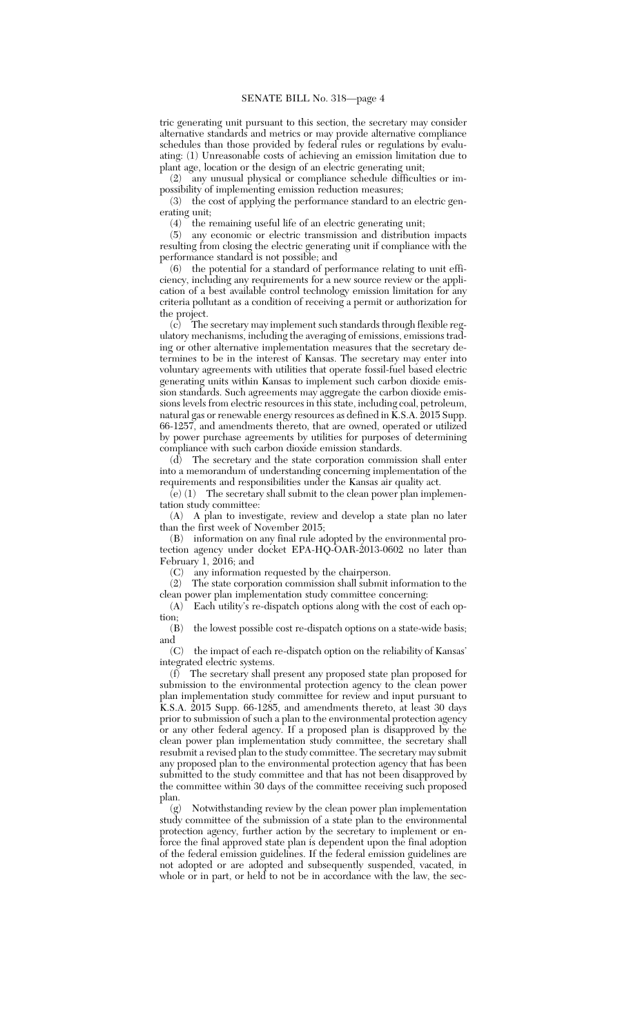tric generating unit pursuant to this section, the secretary may consider alternative standards and metrics or may provide alternative compliance schedules than those provided by federal rules or regulations by evaluating: (1) Unreasonable costs of achieving an emission limitation due to plant age, location or the design of an electric generating unit;

(2) any unusual physical or compliance schedule difficulties or impossibility of implementing emission reduction measures;

(3) the cost of applying the performance standard to an electric generating unit;

(4) the remaining useful life of an electric generating unit;

(5) any economic or electric transmission and distribution impacts resulting from closing the electric generating unit if compliance with the performance standard is not possible; and

(6) the potential for a standard of performance relating to unit efficiency, including any requirements for a new source review or the application of a best available control technology emission limitation for any criteria pollutant as a condition of receiving a permit or authorization for the project.

(c) The secretary may implement such standards through flexible regulatory mechanisms, including the averaging of emissions, emissions trading or other alternative implementation measures that the secretary determines to be in the interest of Kansas. The secretary may enter into voluntary agreements with utilities that operate fossil-fuel based electric generating units within Kansas to implement such carbon dioxide emission standards. Such agreements may aggregate the carbon dioxide emissions levels from electric resources in this state, including coal, petroleum, natural gas or renewable energy resources as defined in K.S.A. 2015 Supp. 66-1257, and amendments thereto, that are owned, operated or utilized by power purchase agreements by utilities for purposes of determining compliance with such carbon dioxide emission standards.

(d) The secretary and the state corporation commission shall enter into a memorandum of understanding concerning implementation of the requirements and responsibilities under the Kansas air quality act.

(e) (1) The secretary shall submit to the clean power plan implementation study committee:

(A) A plan to investigate, review and develop a state plan no later than the first week of November 2015;

(B) information on any final rule adopted by the environmental protection agency under docket EPA-HQ-OAR-2013-0602 no later than February 1, 2016; and

(C) any information requested by the chairperson.

(2) The state corporation commission shall submit information to the clean power plan implementation study committee concerning:

(A) Each utility's re-dispatch options along with the cost of each option;

(B) the lowest possible cost re-dispatch options on a state-wide basis; and

(C) the impact of each re-dispatch option on the reliability of Kansas' integrated electric systems.

(f) The secretary shall present any proposed state plan proposed for submission to the environmental protection agency to the clean power plan implementation study committee for review and input pursuant to K.S.A. 2015 Supp. 66-1285, and amendments thereto, at least 30 days prior to submission of such a plan to the environmental protection agency or any other federal agency. If a proposed plan is disapproved by the clean power plan implementation study committee, the secretary shall resubmit a revised plan to the study committee. The secretary may submit any proposed plan to the environmental protection agency that has been submitted to the study committee and that has not been disapproved by the committee within 30 days of the committee receiving such proposed plan.

(g) Notwithstanding review by the clean power plan implementation study committee of the submission of a state plan to the environmental protection agency, further action by the secretary to implement or enforce the final approved state plan is dependent upon the final adoption of the federal emission guidelines. If the federal emission guidelines are not adopted or are adopted and subsequently suspended, vacated, in whole or in part, or held to not be in accordance with the law, the sec-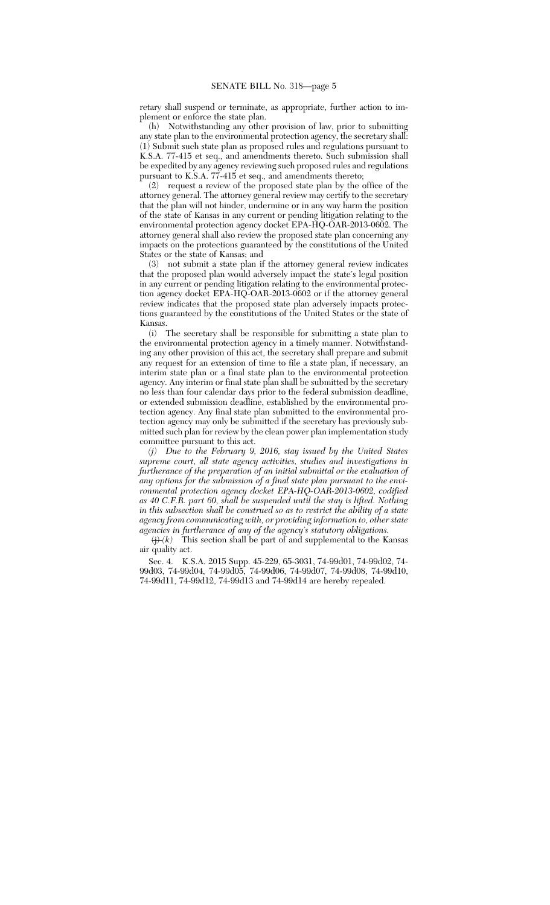retary shall suspend or terminate, as appropriate, further action to implement or enforce the state plan.

(h) Notwithstanding any other provision of law, prior to submitting any state plan to the environmental protection agency, the secretary shall: (1) Submit such state plan as proposed rules and regulations pursuant to K.S.A. 77-415 et seq., and amendments thereto. Such submission shall be expedited by any agency reviewing such proposed rules and regulations pursuant to K.S.A. 77-415 et seq., and amendments thereto;

(2) request a review of the proposed state plan by the office of the attorney general. The attorney general review may certify to the secretary that the plan will not hinder, undermine or in any way harm the position of the state of Kansas in any current or pending litigation relating to the environmental protection agency docket EPA-HQ-OAR-2013-0602. The attorney general shall also review the proposed state plan concerning any impacts on the protections guaranteed by the constitutions of the United States or the state of Kansas; and

(3) not submit a state plan if the attorney general review indicates that the proposed plan would adversely impact the state's legal position in any current or pending litigation relating to the environmental protection agency docket EPA-HQ-OAR-2013-0602 or if the attorney general review indicates that the proposed state plan adversely impacts protections guaranteed by the constitutions of the United States or the state of Kansas.

(i) The secretary shall be responsible for submitting a state plan to the environmental protection agency in a timely manner. Notwithstanding any other provision of this act, the secretary shall prepare and submit any request for an extension of time to file a state plan, if necessary, an interim state plan or a final state plan to the environmental protection agency. Any interim or final state plan shall be submitted by the secretary no less than four calendar days prior to the federal submission deadline, or extended submission deadline, established by the environmental protection agency. Any final state plan submitted to the environmental protection agency may only be submitted if the secretary has previously submitted such plan for review by the clean power plan implementation study committee pursuant to this act.

*(j) Due to the February 9, 2016, stay issued by the United States supreme court, all state agency activities, studies and investigations in furtherance of the preparation of an initial submittal or the evaluation of any options for the submission of a final state plan pursuant to the environmental protection agency docket EPA-HQ-OAR-2013-0602, codified as 40 C.F.R. part 60, shall be suspended until the stay is lifted. Nothing in this subsection shall be construed so as to restrict the ability of a state agency from communicating with, or providing information to, other state agencies in furtherance of any of the agency's statutory obligations.*

~~(j)~~ *(k)* This section shall be part of and supplemental to the Kansas air quality act.

Sec. 4. K.S.A. 2015 Supp. 45-229, 65-3031, 74-99d01, 74-99d02, 74-99d03, 74-99d04, 74-99d05, 74-99d06, 74-99d07, 74-99d08, 74-99d10, 74-99d11, 74-99d12, 74-99d13 and 74-99d14 are hereby repealed.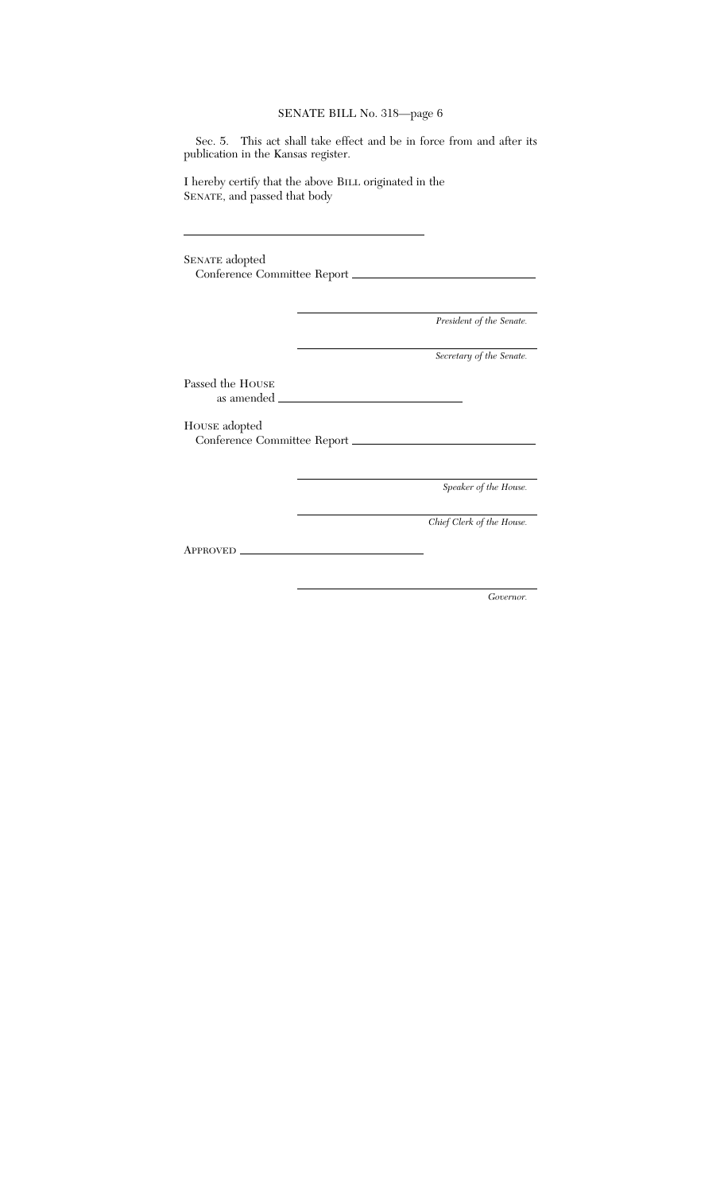Sec. 5. This act shall take effect and be in force from and after its publication in the Kansas register.

I hereby certify that the above BILL originated in the SENATE, and passed that body

\_\_\_\_\_\_\_\_\_\_\_\_\_\_\_\_\_\_\_\_\_\_\_\_\_\_\_\_\_\_

SENATE adopted
Conference Committee Report \_\_\_\_\_\_\_\_\_\_\_\_\_\_\_\_\_\_\_\_\_\_\_\_

\_\_\_\_\_\_\_\_\_\_\_\_\_\_\_\_\_\_\_\_\_\_\_\_
*President of the Senate.*

\_\_\_\_\_\_\_\_\_\_\_\_\_\_\_\_\_\_\_\_\_\_\_\_
*Secretary of the Senate.*

Passed the HOUSE
as amended \_\_\_\_\_\_\_\_\_\_\_\_\_\_\_\_\_\_\_\_\_\_\_\_

HOUSE adopted
Conference Committee Report \_\_\_\_\_\_\_\_\_\_\_\_\_\_\_\_\_\_\_\_\_\_\_\_

\_\_\_\_\_\_\_\_\_\_\_\_\_\_\_\_\_\_\_\_\_\_\_\_
*Speaker of the House.*

\_\_\_\_\_\_\_\_\_\_\_\_\_\_\_\_\_\_\_\_\_\_\_\_
*Chief Clerk of the House.*

APPROVED \_\_\_\_\_\_\_\_\_\_\_\_\_\_\_\_\_\_\_\_\_\_\_\_

\_\_\_\_\_\_\_\_\_\_\_\_\_\_\_\_\_\_\_\_\_\_\_\_
*Governor.*